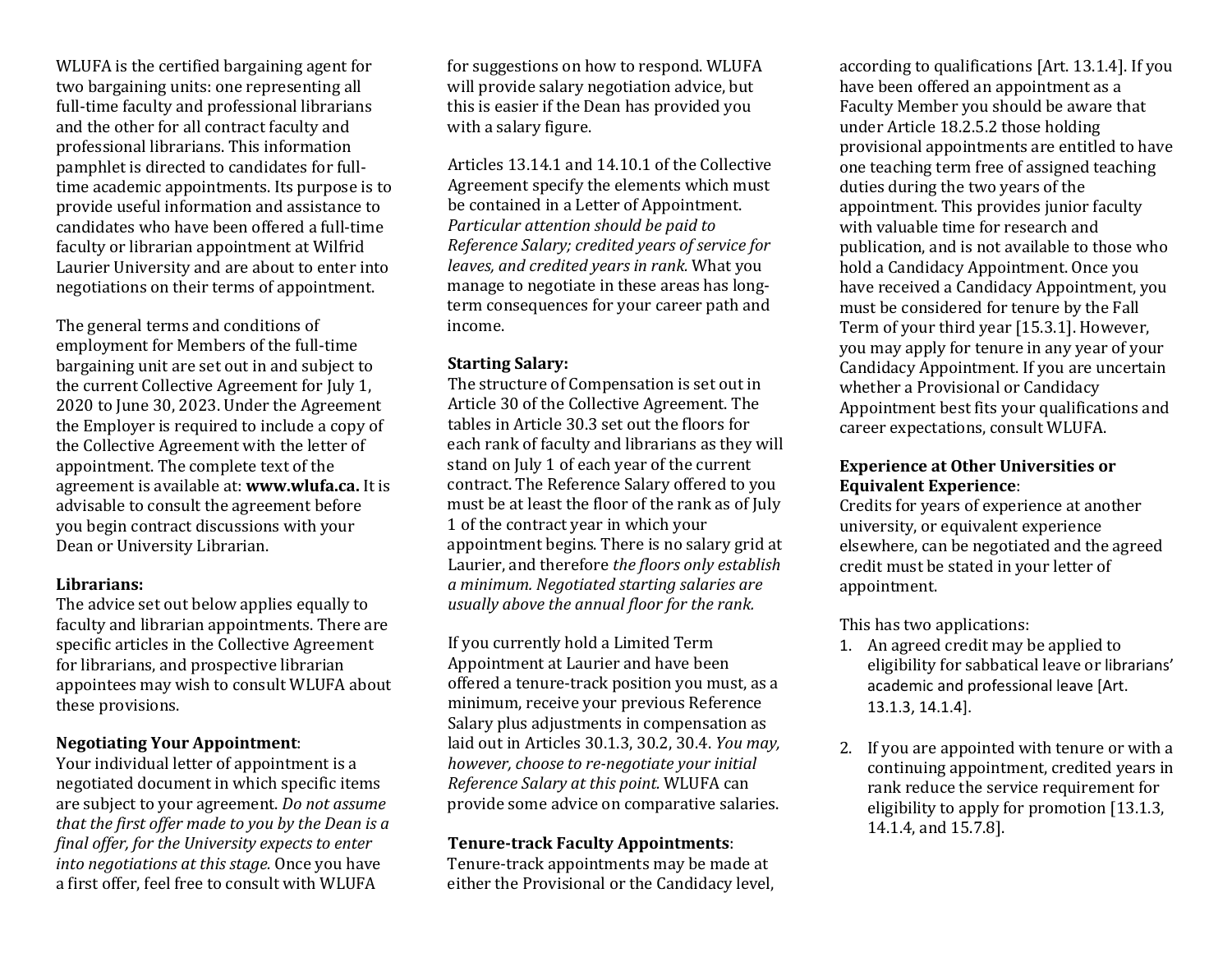WLUFA is the certified bargaining agent for two bargaining units: one representing all full-time faculty and professional librarians and the other for all contract faculty and professional librarians. This information pamphlet is directed to candidates for full-time academic appointments. Its purpose is to provide useful information and assistance to candidates who have been offered a full-time faculty or librarian appointment at Wilfrid Laurier University and are about to enter into negotiations on their terms of appointment.

The general terms and conditions of employment for Members of the full-time bargaining unit are set out in and subject to the current Collective Agreement for July 1, 2020 to June 30, 2023. Under the Agreement the Employer is required to include a copy of the Collective Agreement with the letter of appointment. The complete text of the agreement is available at: **www.wlufa.ca.** It is advisable to consult the agreement before you begin contract discussions with your Dean or University Librarian.

**Librarians:**
The advice set out below applies equally to faculty and librarian appointments. There are specific articles in the Collective Agreement for librarians, and prospective librarian appointees may wish to consult WLUFA about these provisions.

**Negotiating Your Appointment**:
Your individual letter of appointment is a negotiated document in which specific items are subject to your agreement. *Do not assume that the first offer made to you by the Dean is a final offer, for the University expects to enter into negotiations at this stage.* Once you have a first offer, feel free to consult with WLUFA for suggestions on how to respond. WLUFA will provide salary negotiation advice, but this is easier if the Dean has provided you with a salary figure.

Articles 13.14.1 and 14.10.1 of the Collective Agreement specify the elements which must be contained in a Letter of Appointment. *Particular attention should be paid to Reference Salary; credited years of service for leaves, and credited years in rank.* What you manage to negotiate in these areas has long-term consequences for your career path and income.

**Starting Salary:**
The structure of Compensation is set out in Article 30 of the Collective Agreement. The tables in Article 30.3 set out the floors for each rank of faculty and librarians as they will stand on July 1 of each year of the current contract. The Reference Salary offered to you must be at least the floor of the rank as of July 1 of the contract year in which your appointment begins. There is no salary grid at Laurier, and therefore *the floors only establish a minimum. Negotiated starting salaries are usually above the annual floor for the rank.*

If you currently hold a Limited Term Appointment at Laurier and have been offered a tenure-track position you must, as a minimum, receive your previous Reference Salary plus adjustments in compensation as laid out in Articles 30.1.3, 30.2, 30.4. *You may, however, choose to re-negotiate your initial Reference Salary at this point.* WLUFA can provide some advice on comparative salaries.

**Tenure-track Faculty Appointments**:
Tenure-track appointments may be made at either the Provisional or the Candidacy level, according to qualifications [Art. 13.1.4]. If you have been offered an appointment as a Faculty Member you should be aware that under Article 18.2.5.2 those holding provisional appointments are entitled to have one teaching term free of assigned teaching duties during the two years of the appointment. This provides junior faculty with valuable time for research and publication, and is not available to those who hold a Candidacy Appointment. Once you have received a Candidacy Appointment, you must be considered for tenure by the Fall Term of your third year [15.3.1]. However, you may apply for tenure in any year of your Candidacy Appointment. If you are uncertain whether a Provisional or Candidacy Appointment best fits your qualifications and career expectations, consult WLUFA.

**Experience at Other Universities or Equivalent Experience**:
Credits for years of experience at another university, or equivalent experience elsewhere, can be negotiated and the agreed credit must be stated in your letter of appointment.

This has two applications:

1. An agreed credit may be applied to eligibility for sabbatical leave or librarians' academic and professional leave [Art. 13.1.3, 14.1.4].

2. If you are appointed with tenure or with a continuing appointment, credited years in rank reduce the service requirement for eligibility to apply for promotion [13.1.3, 14.1.4, and 15.7.8].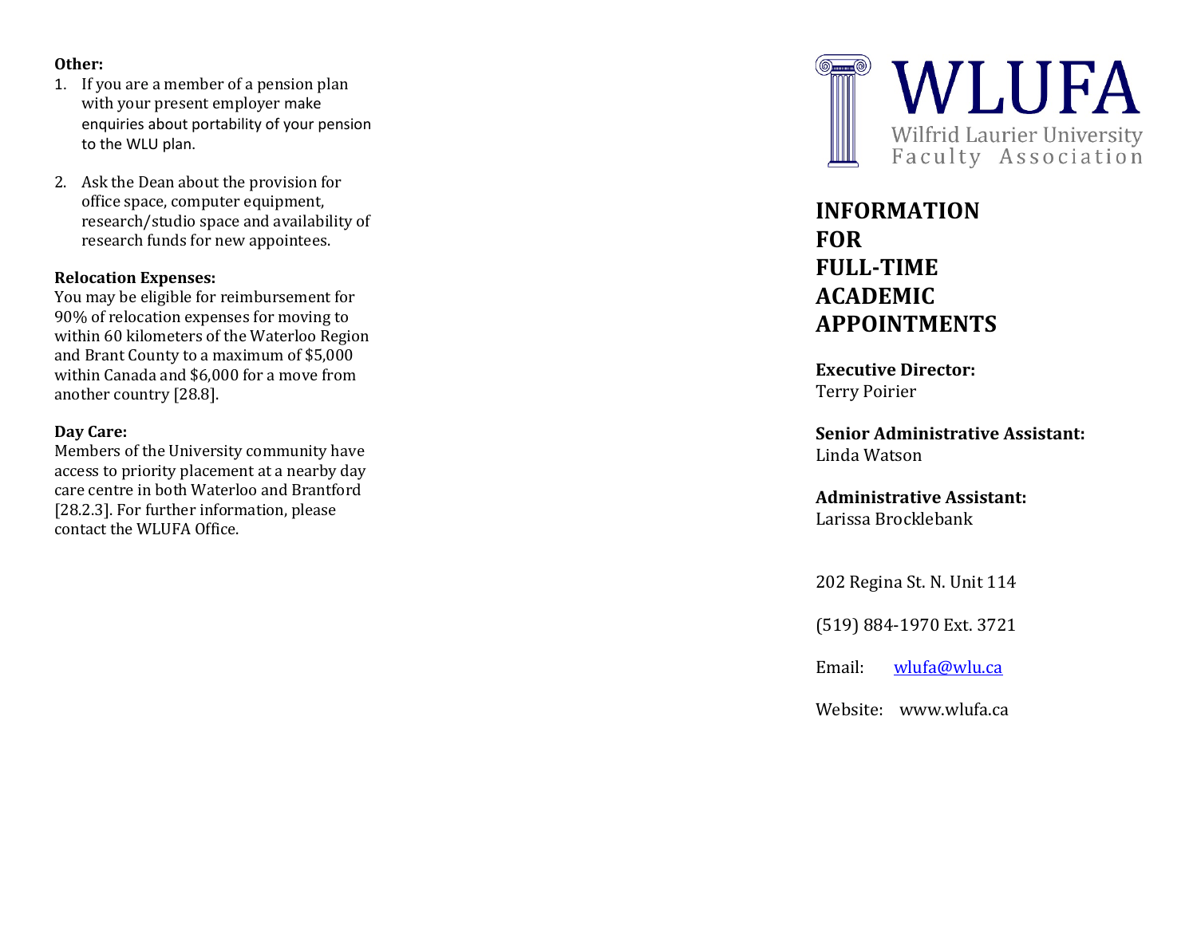**Other:**

1. If you are a member of a pension plan with your present employer make enquiries about portability of your pension to the WLU plan.

2. Ask the Dean about the provision for office space, computer equipment, research/studio space and availability of research funds for new appointees.

**Relocation Expenses:**
You may be eligible for reimbursement for 90% of relocation expenses for moving to within 60 kilometers of the Waterloo Region and Brant County to a maximum of $5,000 within Canada and $6,000 for a move from another country [28.8].

**Day Care:**
Members of the University community have access to priority placement at a nearby day care centre in both Waterloo and Brantford [28.2.3]. For further information, please contact the WLUFA Office.

# WLUFA

Wilfrid Laurier University Faculty Association

# INFORMATION FOR FULL-TIME ACADEMIC APPOINTMENTS

**Executive Director:**
Terry Poirier

**Senior Administrative Assistant:**
Linda Watson

**Administrative Assistant:**
Larissa Brocklebank

202 Regina St. N. Unit 114

(519) 884-1970 Ext. 3721

Email: wlufa@wlu.ca

Website: www.wlufa.ca